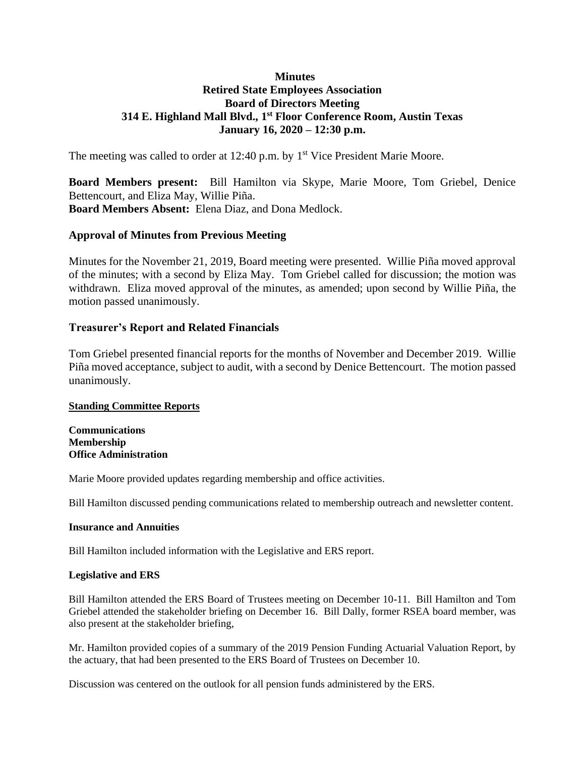**Minutes**
**Retired State Employees Association**
**Board of Directors Meeting**
**314 E. Highland Mall Blvd., 1st Floor Conference Room, Austin Texas**
**January 16, 2020 – 12:30 p.m.**

The meeting was called to order at 12:40 p.m. by 1st Vice President Marie Moore.

**Board Members present:** Bill Hamilton via Skype, Marie Moore, Tom Griebel, Denice Bettencourt, and Eliza May, Willie Piña.
**Board Members Absent:** Elena Diaz, and Dona Medlock.

## Approval of Minutes from Previous Meeting

Minutes for the November 21, 2019, Board meeting were presented. Willie Piña moved approval of the minutes; with a second by Eliza May. Tom Griebel called for discussion; the motion was withdrawn. Eliza moved approval of the minutes, as amended; upon second by Willie Piña, the motion passed unanimously.

## Treasurer's Report and Related Financials

Tom Griebel presented financial reports for the months of November and December 2019. Willie Piña moved acceptance, subject to audit, with a second by Denice Bettencourt. The motion passed unanimously.

### Standing Committee Reports

**Communications**
**Membership**
**Office Administration**

Marie Moore provided updates regarding membership and office activities.

Bill Hamilton discussed pending communications related to membership outreach and newsletter content.

**Insurance and Annuities**

Bill Hamilton included information with the Legislative and ERS report.

**Legislative and ERS**

Bill Hamilton attended the ERS Board of Trustees meeting on December 10-11. Bill Hamilton and Tom Griebel attended the stakeholder briefing on December 16. Bill Dally, former RSEA board member, was also present at the stakeholder briefing,

Mr. Hamilton provided copies of a summary of the 2019 Pension Funding Actuarial Valuation Report, by the actuary, that had been presented to the ERS Board of Trustees on December 10.

Discussion was centered on the outlook for all pension funds administered by the ERS.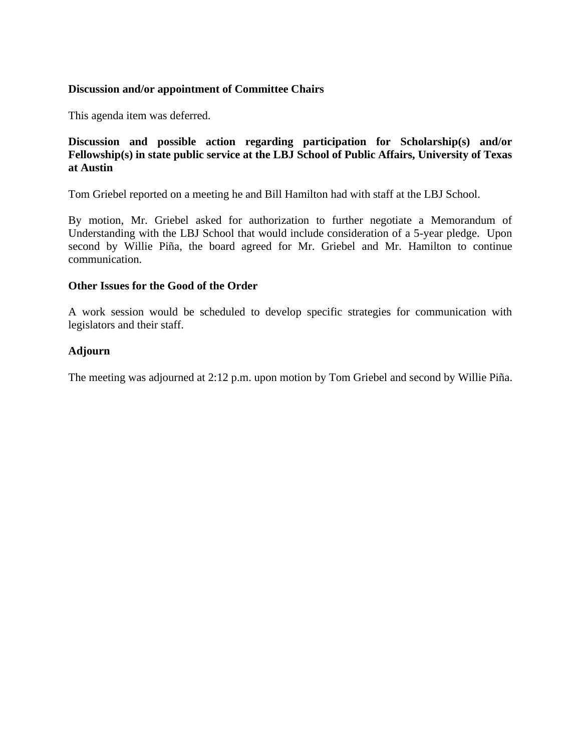**Discussion and/or appointment of Committee Chairs**

This agenda item was deferred.

**Discussion and possible action regarding participation for Scholarship(s) and/or Fellowship(s) in state public service at the LBJ School of Public Affairs, University of Texas at Austin**

Tom Griebel reported on a meeting he and Bill Hamilton had with staff at the LBJ School.

By motion, Mr. Griebel asked for authorization to further negotiate a Memorandum of Understanding with the LBJ School that would include consideration of a 5-year pledge. Upon second by Willie Piña, the board agreed for Mr. Griebel and Mr. Hamilton to continue communication.

**Other Issues for the Good of the Order**

A work session would be scheduled to develop specific strategies for communication with legislators and their staff.

**Adjourn**

The meeting was adjourned at 2:12 p.m. upon motion by Tom Griebel and second by Willie Piña.